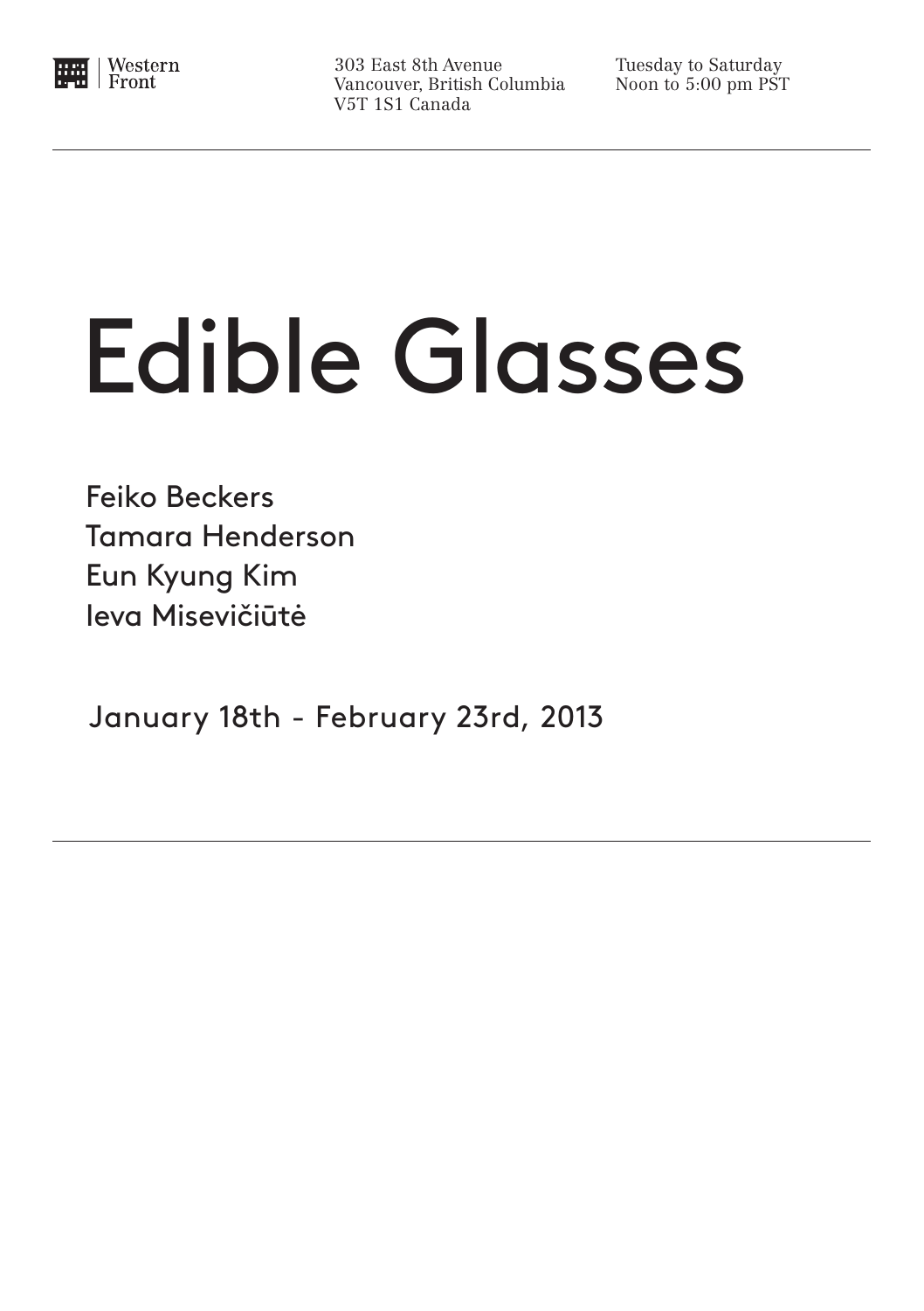Western Front

303 East 8th Avenue
Vancouver, British Columbia
V5T 1S1 Canada

Tuesday to Saturday
Noon to 5:00 pm PST

# Edible Glasses

Feiko Beckers
Tamara Henderson
Eun Kyung Kim
Ieva Misevičiūtė

January 18th - February 23rd, 2013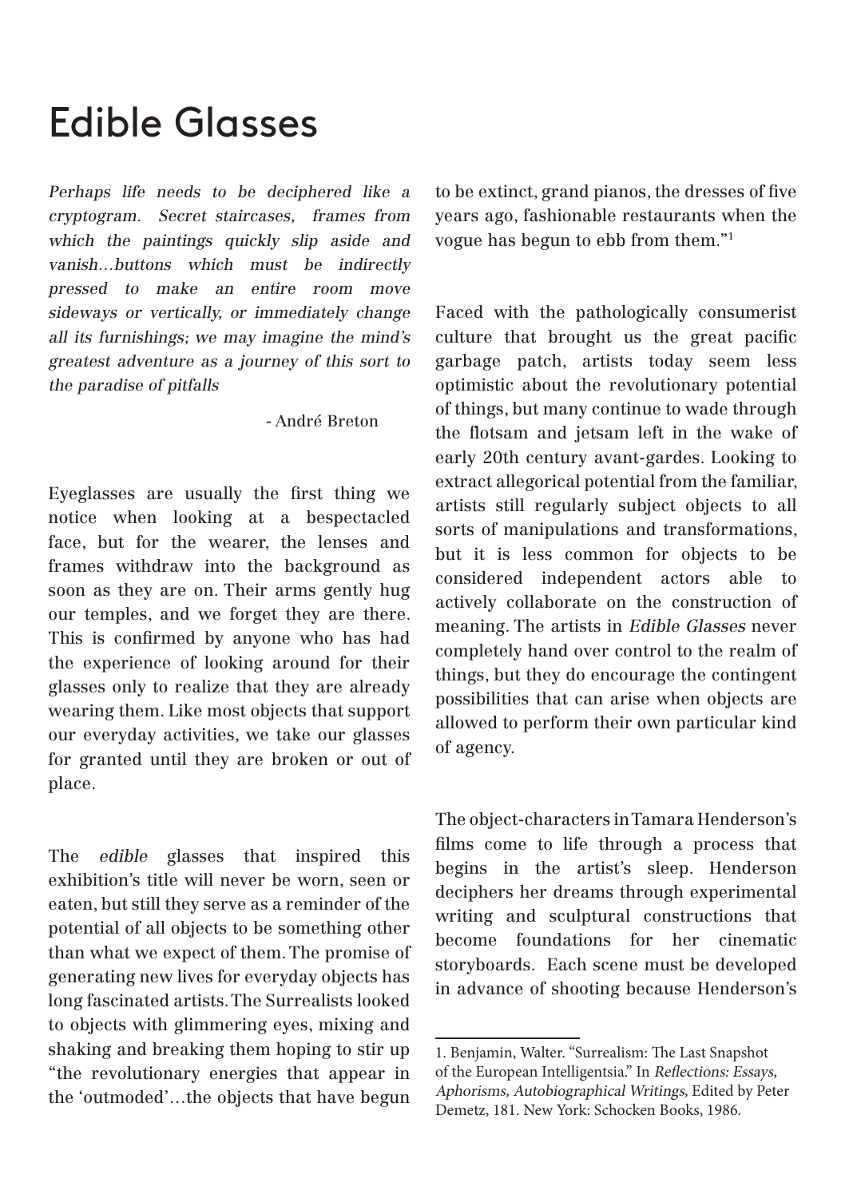# Edible Glasses

*Perhaps life needs to be deciphered like a cryptogram. Secret staircases, frames from which the paintings quickly slip aside and vanish…buttons which must be indirectly pressed to make an entire room move sideways or vertically, or immediately change all its furnishings; we may imagine the mind's greatest adventure as a journey of this sort to the paradise of pitfalls*

- André Breton

Eyeglasses are usually the first thing we notice when looking at a bespectacled face, but for the wearer, the lenses and frames withdraw into the background as soon as they are on. Their arms gently hug our temples, and we forget they are there. This is confirmed by anyone who has had the experience of looking around for their glasses only to realize that they are already wearing them. Like most objects that support our everyday activities, we take our glasses for granted until they are broken or out of place.

The *edible* glasses that inspired this exhibition's title will never be worn, seen or eaten, but still they serve as a reminder of the potential of all objects to be something other than what we expect of them. The promise of generating new lives for everyday objects has long fascinated artists. The Surrealists looked to objects with glimmering eyes, mixing and shaking and breaking them hoping to stir up "the revolutionary energies that appear in the 'outmoded'…the objects that have begun to be extinct, grand pianos, the dresses of five years ago, fashionable restaurants when the vogue has begun to ebb from them."[1]

Faced with the pathologically consumerist culture that brought us the great pacific garbage patch, artists today seem less optimistic about the revolutionary potential of things, but many continue to wade through the flotsam and jetsam left in the wake of early 20th century avant-gardes. Looking to extract allegorical potential from the familiar, artists still regularly subject objects to all sorts of manipulations and transformations, but it is less common for objects to be considered independent actors able to actively collaborate on the construction of meaning. The artists in *Edible Glasses* never completely hand over control to the realm of things, but they do encourage the contingent possibilities that can arise when objects are allowed to perform their own particular kind of agency.

The object-characters in Tamara Henderson's films come to life through a process that begins in the artist's sleep. Henderson deciphers her dreams through experimental writing and sculptural constructions that become foundations for her cinematic storyboards. Each scene must be developed in advance of shooting because Henderson's

1. Benjamin, Walter. "Surrealism: The Last Snapshot of the European Intelligentsia." In *Reflections: Essays, Aphorisms, Autobiographical Writings*, Edited by Peter Demetz, 181. New York: Schocken Books, 1986.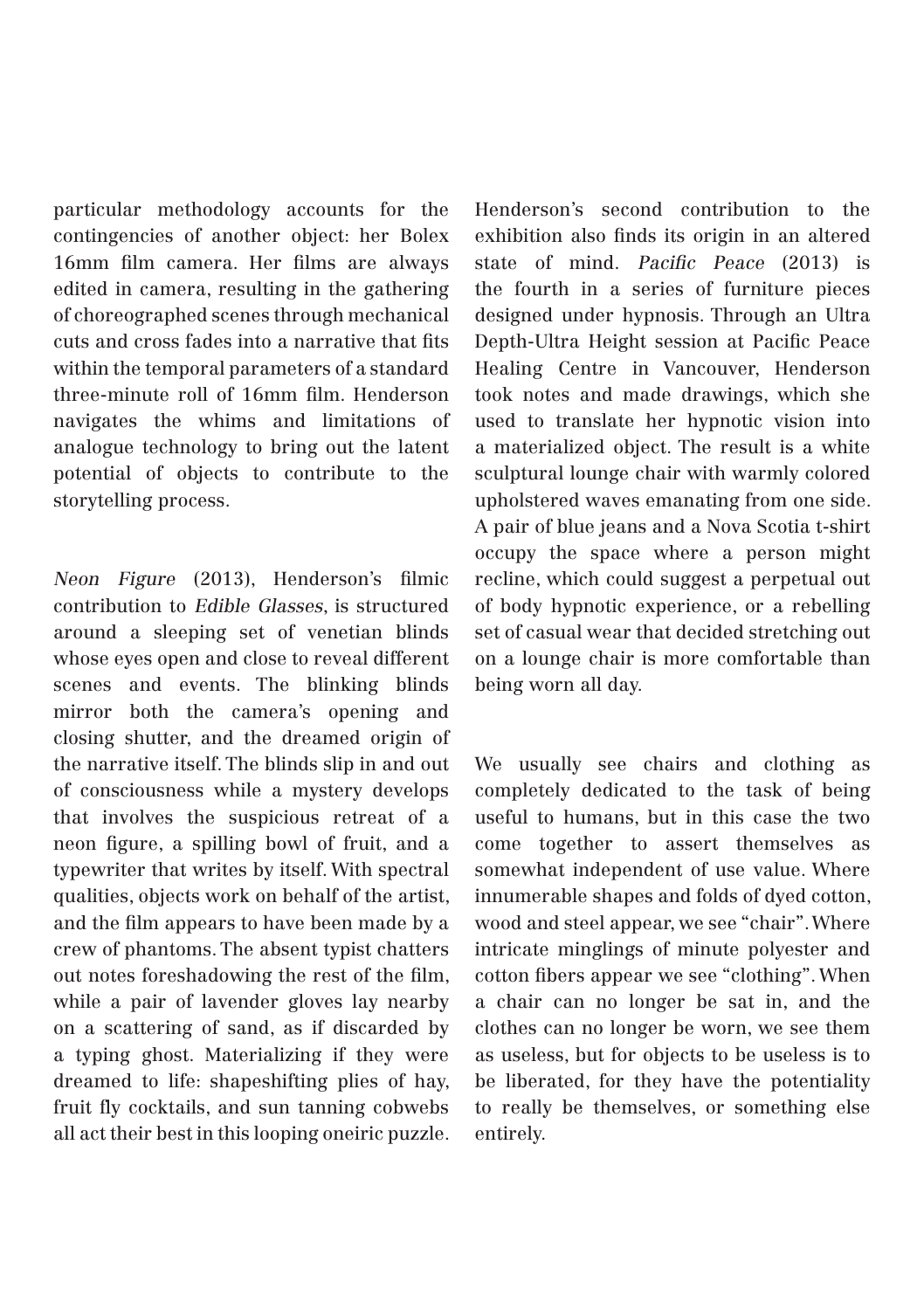particular methodology accounts for the contingencies of another object: her Bolex 16mm film camera. Her films are always edited in camera, resulting in the gathering of choreographed scenes through mechanical cuts and cross fades into a narrative that fits within the temporal parameters of a standard three-minute roll of 16mm film. Henderson navigates the whims and limitations of analogue technology to bring out the latent potential of objects to contribute to the storytelling process.

*Neon Figure* (2013), Henderson's filmic contribution to *Edible Glasses*, is structured around a sleeping set of venetian blinds whose eyes open and close to reveal different scenes and events. The blinking blinds mirror both the camera's opening and closing shutter, and the dreamed origin of the narrative itself. The blinds slip in and out of consciousness while a mystery develops that involves the suspicious retreat of a neon figure, a spilling bowl of fruit, and a typewriter that writes by itself. With spectral qualities, objects work on behalf of the artist, and the film appears to have been made by a crew of phantoms. The absent typist chatters out notes foreshadowing the rest of the film, while a pair of lavender gloves lay nearby on a scattering of sand, as if discarded by a typing ghost. Materializing if they were dreamed to life: shapeshifting plies of hay, fruit fly cocktails, and sun tanning cobwebs all act their best in this looping oneiric puzzle.

Henderson's second contribution to the exhibition also finds its origin in an altered state of mind. *Pacific Peace* (2013) is the fourth in a series of furniture pieces designed under hypnosis. Through an Ultra Depth-Ultra Height session at Pacific Peace Healing Centre in Vancouver, Henderson took notes and made drawings, which she used to translate her hypnotic vision into a materialized object. The result is a white sculptural lounge chair with warmly colored upholstered waves emanating from one side. A pair of blue jeans and a Nova Scotia t-shirt occupy the space where a person might recline, which could suggest a perpetual out of body hypnotic experience, or a rebelling set of casual wear that decided stretching out on a lounge chair is more comfortable than being worn all day.

We usually see chairs and clothing as completely dedicated to the task of being useful to humans, but in this case the two come together to assert themselves as somewhat independent of use value. Where innumerable shapes and folds of dyed cotton, wood and steel appear, we see "chair". Where intricate minglings of minute polyester and cotton fibers appear we see "clothing". When a chair can no longer be sat in, and the clothes can no longer be worn, we see them as useless, but for objects to be useless is to be liberated, for they have the potentiality to really be themselves, or something else entirely.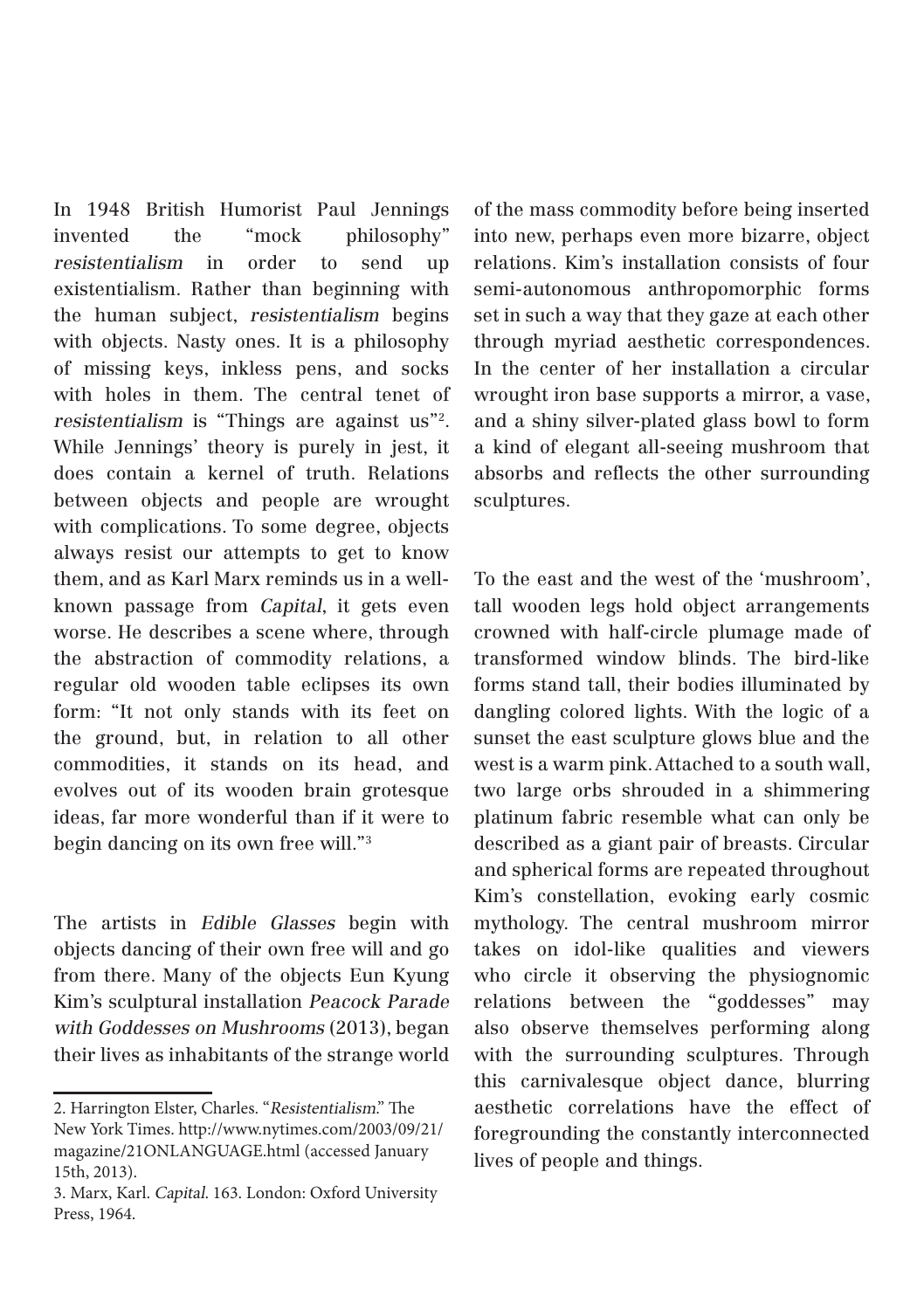In 1948 British Humorist Paul Jennings invented the "mock philosophy" *resistentialism* in order to send up existentialism. Rather than beginning with the human subject, *resistentialism* begins with objects. Nasty ones. It is a philosophy of missing keys, inkless pens, and socks with holes in them. The central tenet of *resistentialism* is "Things are against us"[2]. While Jennings' theory is purely in jest, it does contain a kernel of truth. Relations between objects and people are wrought with complications. To some degree, objects always resist our attempts to get to know them, and as Karl Marx reminds us in a well-known passage from *Capital*, it gets even worse. He describes a scene where, through the abstraction of commodity relations, a regular old wooden table eclipses its own form: "It not only stands with its feet on the ground, but, in relation to all other commodities, it stands on its head, and evolves out of its wooden brain grotesque ideas, far more wonderful than if it were to begin dancing on its own free will."[3]

The artists in *Edible Glasses* begin with objects dancing of their own free will and go from there. Many of the objects Eun Kyung Kim's sculptural installation *Peacock Parade with Goddesses on Mushrooms* (2013), began their lives as inhabitants of the strange world of the mass commodity before being inserted into new, perhaps even more bizarre, object relations. Kim's installation consists of four semi-autonomous anthropomorphic forms set in such a way that they gaze at each other through myriad aesthetic correspondences. In the center of her installation a circular wrought iron base supports a mirror, a vase, and a shiny silver-plated glass bowl to form a kind of elegant all-seeing mushroom that absorbs and reflects the other surrounding sculptures.

To the east and the west of the 'mushroom', tall wooden legs hold object arrangements crowned with half-circle plumage made of transformed window blinds. The bird-like forms stand tall, their bodies illuminated by dangling colored lights. With the logic of a sunset the east sculpture glows blue and the west is a warm pink. Attached to a south wall, two large orbs shrouded in a shimmering platinum fabric resemble what can only be described as a giant pair of breasts. Circular and spherical forms are repeated throughout Kim's constellation, evoking early cosmic mythology. The central mushroom mirror takes on idol-like qualities and viewers who circle it observing the physiognomic relations between the "goddesses" may also observe themselves performing along with the surrounding sculptures. Through this carnivalesque object dance, blurring aesthetic correlations have the effect of foregrounding the constantly interconnected lives of people and things.

---

2. Harrington Elster, Charles. "*Resistentialism*." The New York Times. http://www.nytimes.com/2003/09/21/magazine/21ONLANGUAGE.html (accessed January 15th, 2013).

3. Marx, Karl. *Capital*. 163. London: Oxford University Press, 1964.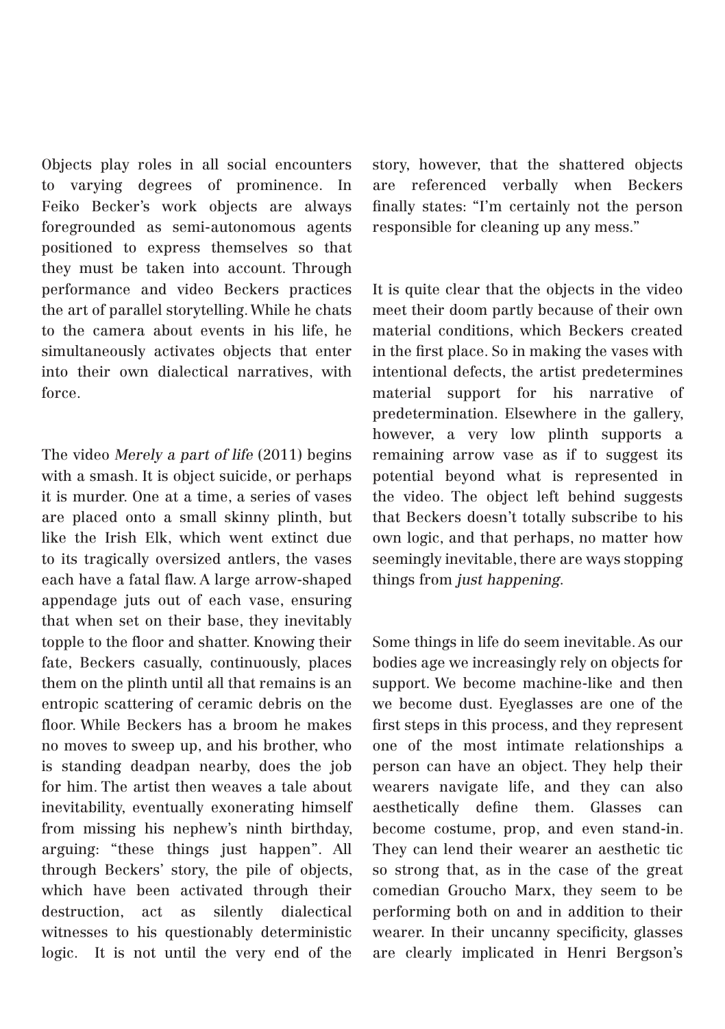Objects play roles in all social encounters to varying degrees of prominence. In Feiko Becker's work objects are always foregrounded as semi-autonomous agents positioned to express themselves so that they must be taken into account. Through performance and video Beckers practices the art of parallel storytelling. While he chats to the camera about events in his life, he simultaneously activates objects that enter into their own dialectical narratives, with force.

The video *Merely a part of life* (2011) begins with a smash. It is object suicide, or perhaps it is murder. One at a time, a series of vases are placed onto a small skinny plinth, but like the Irish Elk, which went extinct due to its tragically oversized antlers, the vases each have a fatal flaw. A large arrow-shaped appendage juts out of each vase, ensuring that when set on their base, they inevitably topple to the floor and shatter. Knowing their fate, Beckers casually, continuously, places them on the plinth until all that remains is an entropic scattering of ceramic debris on the floor. While Beckers has a broom he makes no moves to sweep up, and his brother, who is standing deadpan nearby, does the job for him. The artist then weaves a tale about inevitability, eventually exonerating himself from missing his nephew's ninth birthday, arguing: "these things just happen". All through Beckers' story, the pile of objects, which have been activated through their destruction, act as silently dialectical witnesses to his questionably deterministic logic. It is not until the very end of the story, however, that the shattered objects are referenced verbally when Beckers finally states: "I'm certainly not the person responsible for cleaning up any mess."

It is quite clear that the objects in the video meet their doom partly because of their own material conditions, which Beckers created in the first place. So in making the vases with intentional defects, the artist predetermines material support for his narrative of predetermination. Elsewhere in the gallery, however, a very low plinth supports a remaining arrow vase as if to suggest its potential beyond what is represented in the video. The object left behind suggests that Beckers doesn't totally subscribe to his own logic, and that perhaps, no matter how seemingly inevitable, there are ways stopping things from *just happening*.

Some things in life do seem inevitable. As our bodies age we increasingly rely on objects for support. We become machine-like and then we become dust. Eyeglasses are one of the first steps in this process, and they represent one of the most intimate relationships a person can have an object. They help their wearers navigate life, and they can also aesthetically define them. Glasses can become costume, prop, and even stand-in. They can lend their wearer an aesthetic tic so strong that, as in the case of the great comedian Groucho Marx, they seem to be performing both on and in addition to their wearer. In their uncanny specificity, glasses are clearly implicated in Henri Bergson's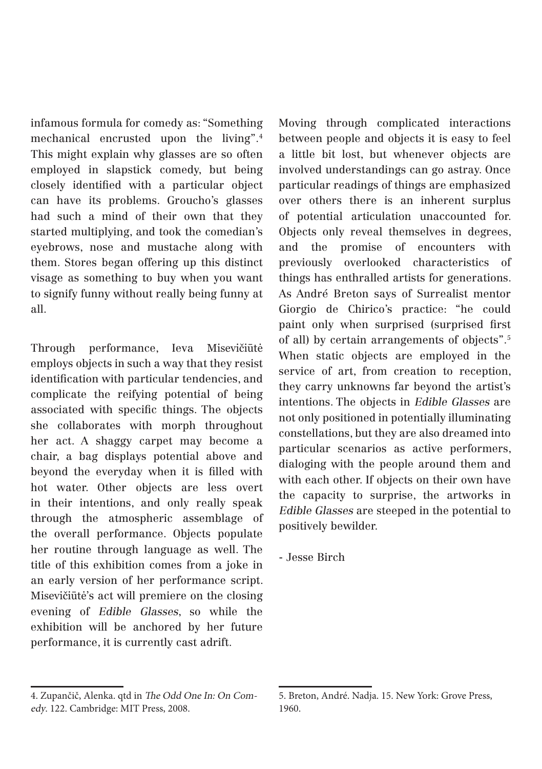infamous formula for comedy as: "Something mechanical encrusted upon the living".[4] This might explain why glasses are so often employed in slapstick comedy, but being closely identified with a particular object can have its problems. Groucho's glasses had such a mind of their own that they started multiplying, and took the comedian's eyebrows, nose and mustache along with them. Stores began offering up this distinct visage as something to buy when you want to signify funny without really being funny at all.

Through performance, Ieva Misevičiūtė employs objects in such a way that they resist identification with particular tendencies, and complicate the reifying potential of being associated with specific things. The objects she collaborates with morph throughout her act. A shaggy carpet may become a chair, a bag displays potential above and beyond the everyday when it is filled with hot water. Other objects are less overt in their intentions, and only really speak through the atmospheric assemblage of the overall performance. Objects populate her routine through language as well. The title of this exhibition comes from a joke in an early version of her performance script. Misevičiūtė's act will premiere on the closing evening of *Edible Glasses*, so while the exhibition will be anchored by her future performance, it is currently cast adrift.

Moving through complicated interactions between people and objects it is easy to feel a little bit lost, but whenever objects are involved understandings can go astray. Once particular readings of things are emphasized over others there is an inherent surplus of potential articulation unaccounted for. Objects only reveal themselves in degrees, and the promise of encounters with previously overlooked characteristics of things has enthralled artists for generations. As André Breton says of Surrealist mentor Giorgio de Chirico's practice: "he could paint only when surprised (surprised first of all) by certain arrangements of objects".[5] When static objects are employed in the service of art, from creation to reception, they carry unknowns far beyond the artist's intentions. The objects in *Edible Glasses* are not only positioned in potentially illuminating constellations, but they are also dreamed into particular scenarios as active performers, dialoging with the people around them and with each other. If objects on their own have the capacity to surprise, the artworks in *Edible Glasses* are steeped in the potential to positively bewilder.

- Jesse Birch

---

4. Zupančič, Alenka. qtd in *The Odd One In: On Comedy*. 122. Cambridge: MIT Press, 2008.

5. Breton, André. Nadja. 15. New York: Grove Press, 1960.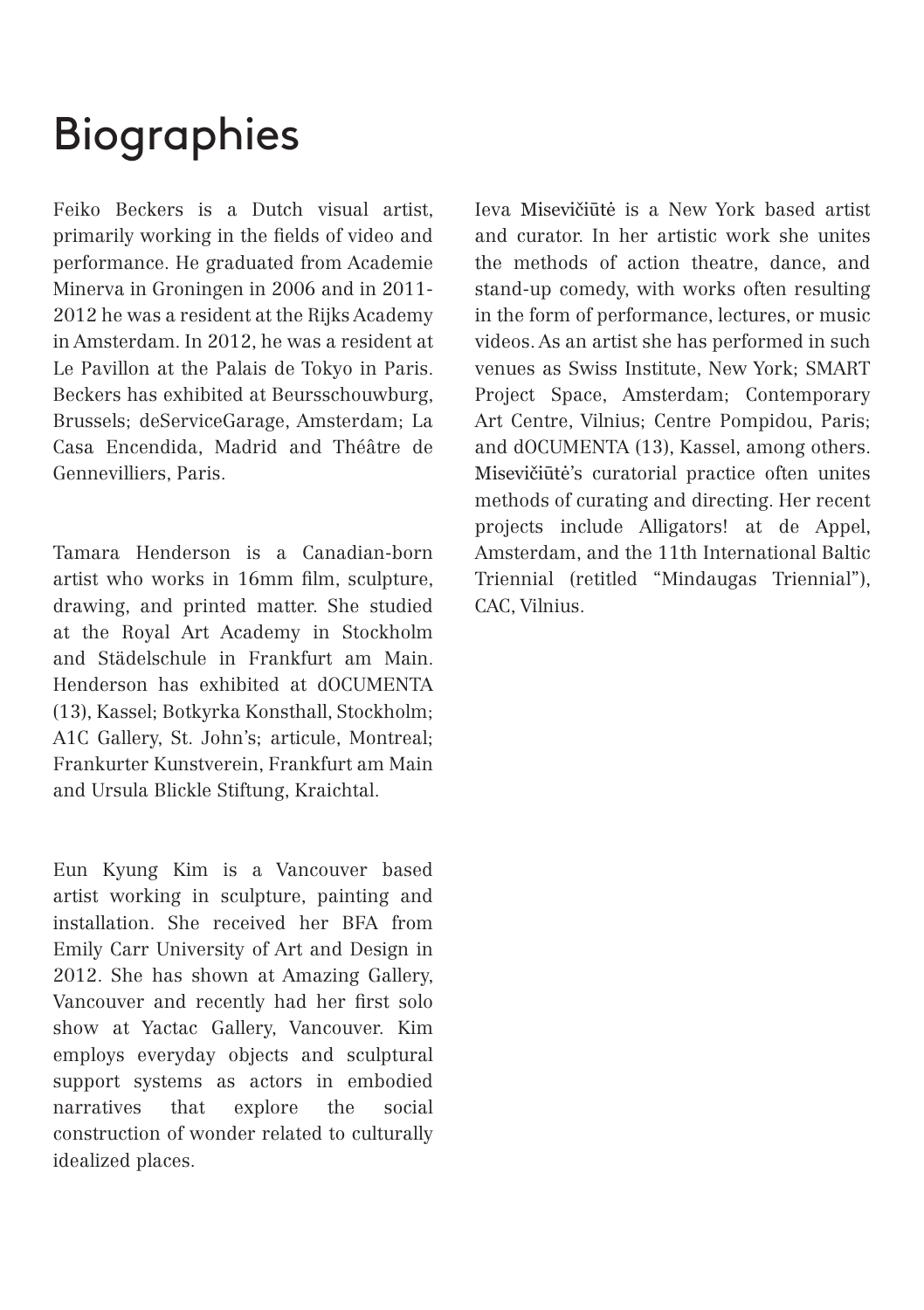# Biographies

Feiko Beckers is a Dutch visual artist, primarily working in the fields of video and performance. He graduated from Academie Minerva in Groningen in 2006 and in 2011-2012 he was a resident at the Rijks Academy in Amsterdam. In 2012, he was a resident at Le Pavillon at the Palais de Tokyo in Paris. Beckers has exhibited at Beursschouwburg, Brussels; deServiceGarage, Amsterdam; La Casa Encendida, Madrid and Théâtre de Gennevilliers, Paris.

Tamara Henderson is a Canadian-born artist who works in 16mm film, sculpture, drawing, and printed matter. She studied at the Royal Art Academy in Stockholm and Städelschule in Frankfurt am Main. Henderson has exhibited at dOCUMENTA (13), Kassel; Botkyrka Konsthall, Stockholm; A1C Gallery, St. John's; articule, Montreal; Frankurter Kunstverein, Frankfurt am Main and Ursula Blickle Stiftung, Kraichtal.

Eun Kyung Kim is a Vancouver based artist working in sculpture, painting and installation. She received her BFA from Emily Carr University of Art and Design in 2012. She has shown at Amazing Gallery, Vancouver and recently had her first solo show at Yactac Gallery, Vancouver. Kim employs everyday objects and sculptural support systems as actors in embodied narratives that explore the social construction of wonder related to culturally idealized places.

Ieva Misevičiūtė is a New York based artist and curator. In her artistic work she unites the methods of action theatre, dance, and stand-up comedy, with works often resulting in the form of performance, lectures, or music videos. As an artist she has performed in such venues as Swiss Institute, New York; SMART Project Space, Amsterdam; Contemporary Art Centre, Vilnius; Centre Pompidou, Paris; and dOCUMENTA (13), Kassel, among others. Misevičiūtė's curatorial practice often unites methods of curating and directing. Her recent projects include Alligators! at de Appel, Amsterdam, and the 11th International Baltic Triennial (retitled "Mindaugas Triennial"), CAC, Vilnius.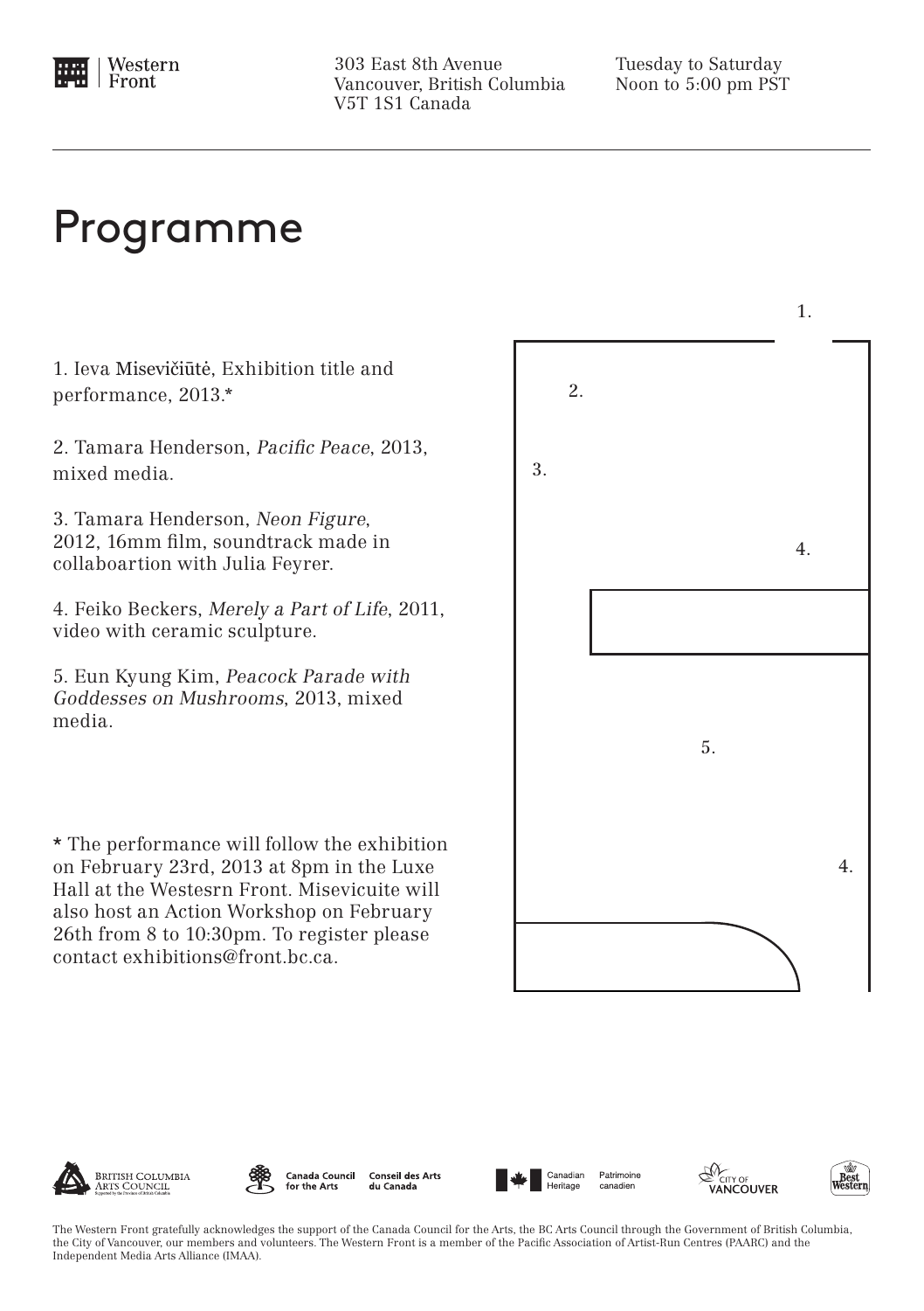Western Front

303 East 8th Avenue
Vancouver, British Columbia
V5T 1S1 Canada

Tuesday to Saturday
Noon to 5:00 pm PST

# Programme

1. Ieva Misevičiūtė, Exhibition title and performance, 2013.*

2. Tamara Henderson, *Pacific Peace*, 2013, mixed media.

3. Tamara Henderson, *Neon Figure*, 2012, 16mm film, soundtrack made in collaboartion with Julia Feyrer.

4. Feiko Beckers, *Merely a Part of Life*, 2011, video with ceramic sculpture.

5. Eun Kyung Kim, *Peacock Parade with Goddesses on Mushrooms*, 2013, mixed media.

* The performance will follow the exhibition on February 23rd, 2013 at 8pm in the Luxe Hall at the Westesrn Front. Misevicuite will also host an Action Workshop on February 26th from 8 to 10:30pm. To register please contact exhibitions@front.bc.ca.

1.
2.
3.
4.
5.
4.

British Columbia Arts Council — Canada Council for the Arts / Conseil des Arts du Canada — Canadian Heritage / Patrimoine canadien — City of Vancouver — Best Western

The Western Front gratefully acknowledges the support of the Canada Council for the Arts, the BC Arts Council through the Government of British Columbia, the City of Vancouver, our members and volunteers. The Western Front is a member of the Pacific Association of Artist-Run Centres (PAARC) and the Independent Media Arts Alliance (IMAA).